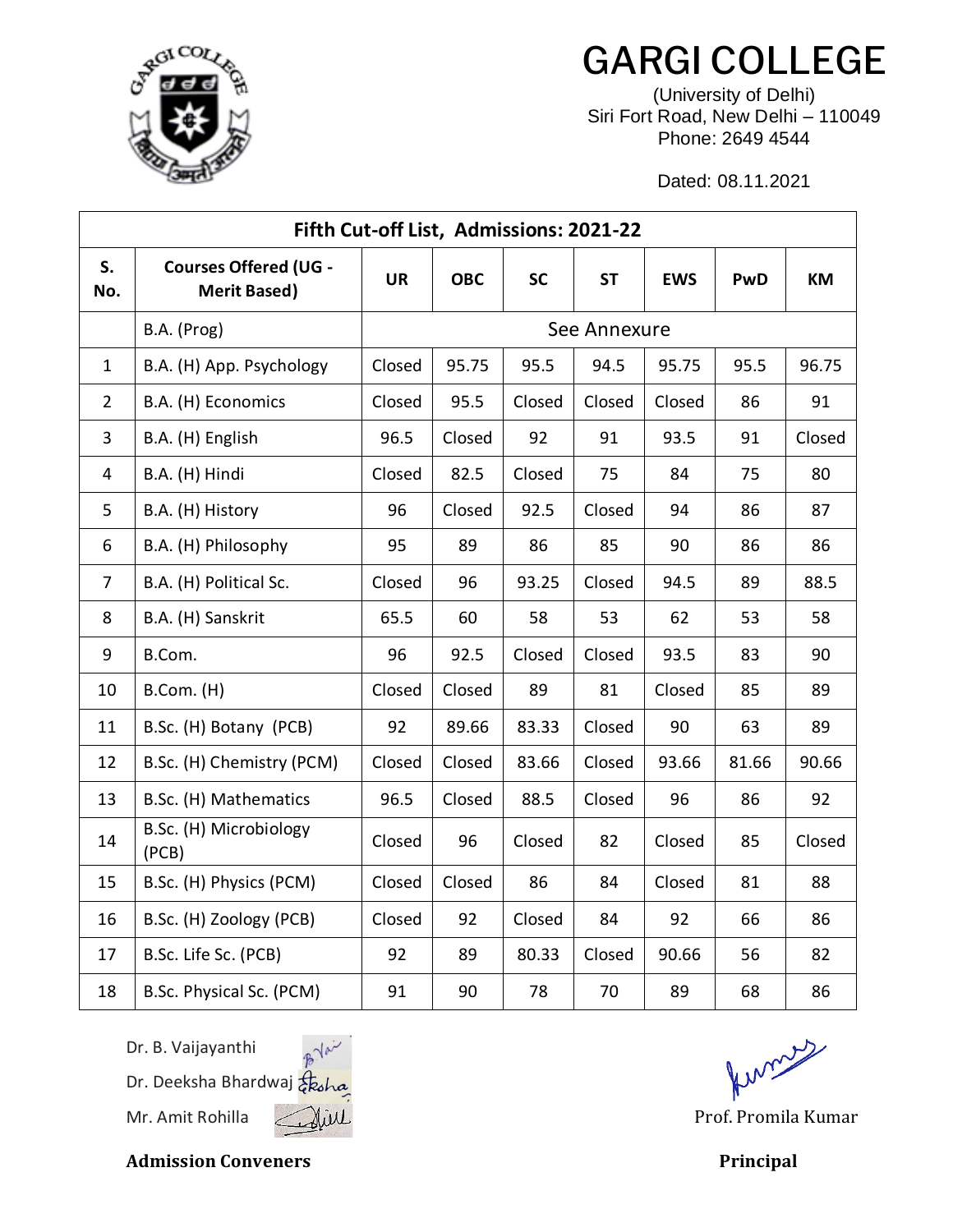# GARGI COLLEGE

(University of Delhi)
Siri Fort Road, New Delhi – 110049
Phone: 2649 4544

Dated: 08.11.2021

| Fifth Cut-off List, Admissions: 2021-22 | | | | | | | | |
|---|---|---|---|---|---|---|---|---|
| **S. No.** | **Courses Offered (UG - Merit Based)** | **UR** | **OBC** | **SC** | **ST** | **EWS** | **PwD** | **KM** |
| | B.A. (Prog) | See Annexure | | | | | | |
| 1 | B.A. (H) App. Psychology | Closed | 95.75 | 95.5 | 94.5 | 95.75 | 95.5 | 96.75 |
| 2 | B.A. (H) Economics | Closed | 95.5 | Closed | Closed | Closed | 86 | 91 |
| 3 | B.A. (H) English | 96.5 | Closed | 92 | 91 | 93.5 | 91 | Closed |
| 4 | B.A. (H) Hindi | Closed | 82.5 | Closed | 75 | 84 | 75 | 80 |
| 5 | B.A. (H) History | 96 | Closed | 92.5 | Closed | 94 | 86 | 87 |
| 6 | B.A. (H) Philosophy | 95 | 89 | 86 | 85 | 90 | 86 | 86 |
| 7 | B.A. (H) Political Sc. | Closed | 96 | 93.25 | Closed | 94.5 | 89 | 88.5 |
| 8 | B.A. (H) Sanskrit | 65.5 | 60 | 58 | 53 | 62 | 53 | 58 |
| 9 | B.Com. | 96 | 92.5 | Closed | Closed | 93.5 | 83 | 90 |
| 10 | B.Com. (H) | Closed | Closed | 89 | 81 | Closed | 85 | 89 |
| 11 | B.Sc. (H) Botany (PCB) | 92 | 89.66 | 83.33 | Closed | 90 | 63 | 89 |
| 12 | B.Sc. (H) Chemistry (PCM) | Closed | Closed | 83.66 | Closed | 93.66 | 81.66 | 90.66 |
| 13 | B.Sc. (H) Mathematics | 96.5 | Closed | 88.5 | Closed | 96 | 86 | 92 |
| 14 | B.Sc. (H) Microbiology (PCB) | Closed | 96 | Closed | 82 | Closed | 85 | Closed |
| 15 | B.Sc. (H) Physics (PCM) | Closed | Closed | 86 | 84 | Closed | 81 | 88 |
| 16 | B.Sc. (H) Zoology (PCB) | Closed | 92 | Closed | 84 | 92 | 66 | 86 |
| 17 | B.Sc. Life Sc. (PCB) | 92 | 89 | 80.33 | Closed | 90.66 | 56 | 82 |
| 18 | B.Sc. Physical Sc. (PCM) | 91 | 90 | 78 | 70 | 89 | 68 | 86 |

Dr. B. Vaijayanthi
Dr. Deeksha Bhardwaj
Mr. Amit Rohilla

**Admission Conveners**

Prof. Promila Kumar

**Principal**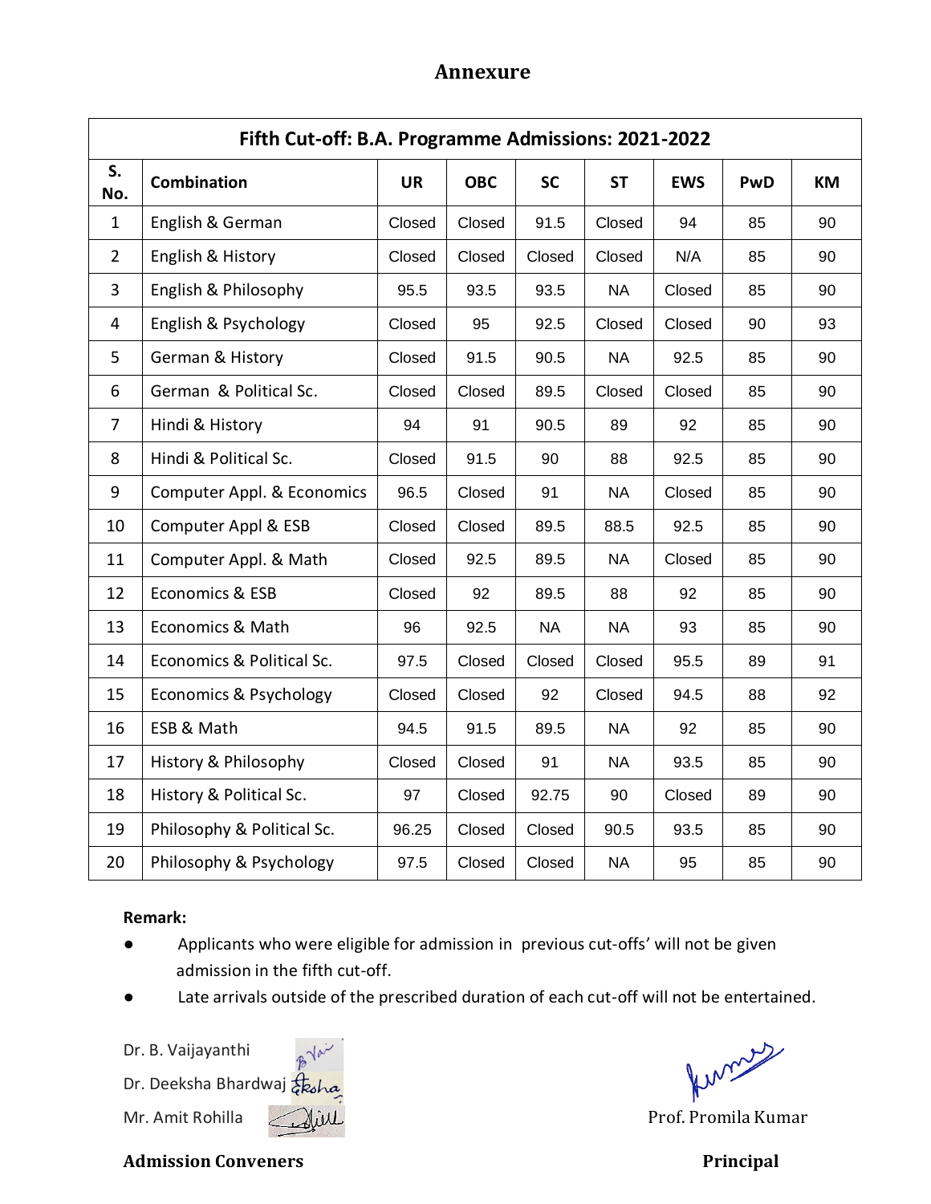# Annexure

| Fifth Cut-off: B.A. Programme Admissions: 2021-2022 | | | | | | | | |
|---|---|---|---|---|---|---|---|---|
| **S. No.** | **Combination** | **UR** | **OBC** | **SC** | **ST** | **EWS** | **PwD** | **KM** |
| 1 | English & German | Closed | Closed | 91.5 | Closed | 94 | 85 | 90 |
| 2 | English & History | Closed | Closed | Closed | Closed | N/A | 85 | 90 |
| 3 | English & Philosophy | 95.5 | 93.5 | 93.5 | NA | Closed | 85 | 90 |
| 4 | English & Psychology | Closed | 95 | 92.5 | Closed | Closed | 90 | 93 |
| 5 | German & History | Closed | 91.5 | 90.5 | NA | 92.5 | 85 | 90 |
| 6 | German & Political Sc. | Closed | Closed | 89.5 | Closed | Closed | 85 | 90 |
| 7 | Hindi & History | 94 | 91 | 90.5 | 89 | 92 | 85 | 90 |
| 8 | Hindi & Political Sc. | Closed | 91.5 | 90 | 88 | 92.5 | 85 | 90 |
| 9 | Computer Appl. & Economics | 96.5 | Closed | 91 | NA | Closed | 85 | 90 |
| 10 | Computer Appl & ESB | Closed | Closed | 89.5 | 88.5 | 92.5 | 85 | 90 |
| 11 | Computer Appl. & Math | Closed | 92.5 | 89.5 | NA | Closed | 85 | 90 |
| 12 | Economics & ESB | Closed | 92 | 89.5 | 88 | 92 | 85 | 90 |
| 13 | Economics & Math | 96 | 92.5 | NA | NA | 93 | 85 | 90 |
| 14 | Economics & Political Sc. | 97.5 | Closed | Closed | Closed | 95.5 | 89 | 91 |
| 15 | Economics & Psychology | Closed | Closed | 92 | Closed | 94.5 | 88 | 92 |
| 16 | ESB & Math | 94.5 | 91.5 | 89.5 | NA | 92 | 85 | 90 |
| 17 | History & Philosophy | Closed | Closed | 91 | NA | 93.5 | 85 | 90 |
| 18 | History & Political Sc. | 97 | Closed | 92.75 | 90 | Closed | 89 | 90 |
| 19 | Philosophy & Political Sc. | 96.25 | Closed | Closed | 90.5 | 93.5 | 85 | 90 |
| 20 | Philosophy & Psychology | 97.5 | Closed | Closed | NA | 95 | 85 | 90 |

**Remark:**

- Applicants who were eligible for admission in previous cut-offs' will not be given admission in the fifth cut-off.
- Late arrivals outside of the prescribed duration of each cut-off will not be entertained.

Dr. B. Vaijayanthi
Dr. Deeksha Bhardwaj
Mr. Amit Rohilla

**Admission Conveners**

Prof. Promila Kumar

**Principal**